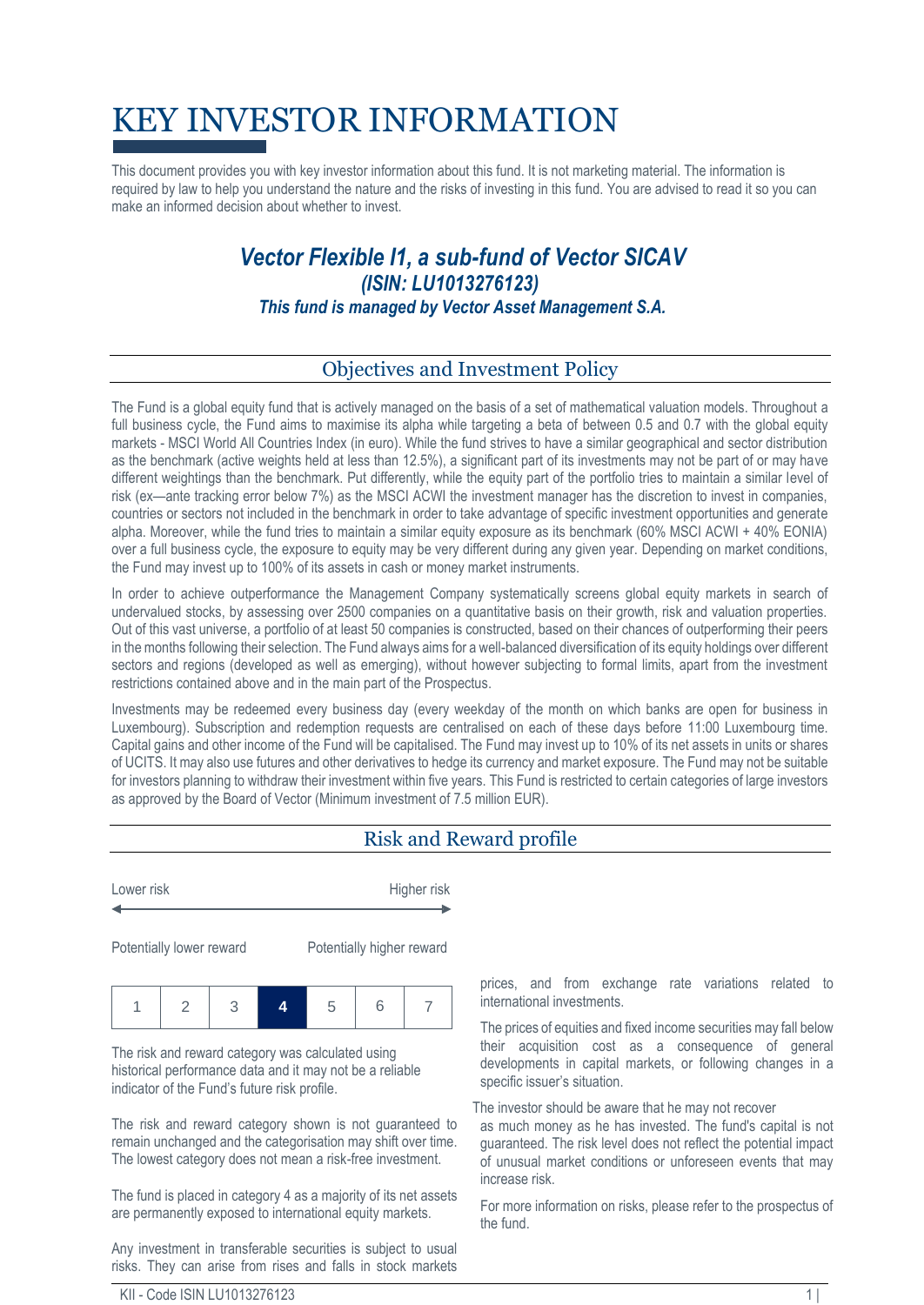# KEY INVESTOR INFORMATION

This document provides you with key investor information about this fund. It is not marketing material. The information is required by law to help you understand the nature and the risks of investing in this fund. You are advised to read it so you can make an informed decision about whether to invest.

***Vector Flexible I1, a sub-fund of Vector SICAV***
***(ISIN: LU1013276123)***
***This fund is managed by Vector Asset Management S.A.***

## Objectives and Investment Policy

The Fund is a global equity fund that is actively managed on the basis of a set of mathematical valuation models. Throughout a full business cycle, the Fund aims to maximise its alpha while targeting a beta of between 0.5 and 0.7 with the global equity markets - MSCI World All Countries Index (in euro). While the fund strives to have a similar geographical and sector distribution as the benchmark (active weights held at less than 12.5%), a significant part of its investments may not be part of or may have different weightings than the benchmark. Put differently, while the equity part of the portfolio tries to maintain a similar level of risk (ex—ante tracking error below 7%) as the MSCI ACWI the investment manager has the discretion to invest in companies, countries or sectors not included in the benchmark in order to take advantage of specific investment opportunities and generate alpha. Moreover, while the fund tries to maintain a similar equity exposure as its benchmark (60% MSCI ACWI + 40% EONIA) over a full business cycle, the exposure to equity may be very different during any given year. Depending on market conditions, the Fund may invest up to 100% of its assets in cash or money market instruments.

In order to achieve outperformance the Management Company systematically screens global equity markets in search of undervalued stocks, by assessing over 2500 companies on a quantitative basis on their growth, risk and valuation properties. Out of this vast universe, a portfolio of at least 50 companies is constructed, based on their chances of outperforming their peers in the months following their selection. The Fund always aims for a well-balanced diversification of its equity holdings over different sectors and regions (developed as well as emerging), without however subjecting to formal limits, apart from the investment restrictions contained above and in the main part of the Prospectus.

Investments may be redeemed every business day (every weekday of the month on which banks are open for business in Luxembourg). Subscription and redemption requests are centralised on each of these days before 11:00 Luxembourg time. Capital gains and other income of the Fund will be capitalised. The Fund may invest up to 10% of its net assets in units or shares of UCITS. It may also use futures and other derivatives to hedge its currency and market exposure. The Fund may not be suitable for investors planning to withdraw their investment within five years. This Fund is restricted to certain categories of large investors as approved by the Board of Vector (Minimum investment of 7.5 million EUR).

## Risk and Reward profile

Lower risk ← → Higher risk

Potentially lower reward — Potentially higher reward

| 1 | 2 | 3 | **4** | 5 | 6 | 7 |
|---|---|---|---|---|---|---|

The risk and reward category was calculated using historical performance data and it may not be a reliable indicator of the Fund's future risk profile.

The risk and reward category shown is not guaranteed to remain unchanged and the categorisation may shift over time. The lowest category does not mean a risk-free investment.

The fund is placed in category 4 as a majority of its net assets are permanently exposed to international equity markets.

Any investment in transferable securities is subject to usual risks. They can arise from rises and falls in stock markets prices, and from exchange rate variations related to international investments.

The prices of equities and fixed income securities may fall below their acquisition cost as a consequence of general developments in capital markets, or following changes in a specific issuer's situation.

The investor should be aware that he may not recover as much money as he has invested. The fund's capital is not guaranteed. The risk level does not reflect the potential impact of unusual market conditions or unforeseen events that may increase risk.

For more information on risks, please refer to the prospectus of the fund.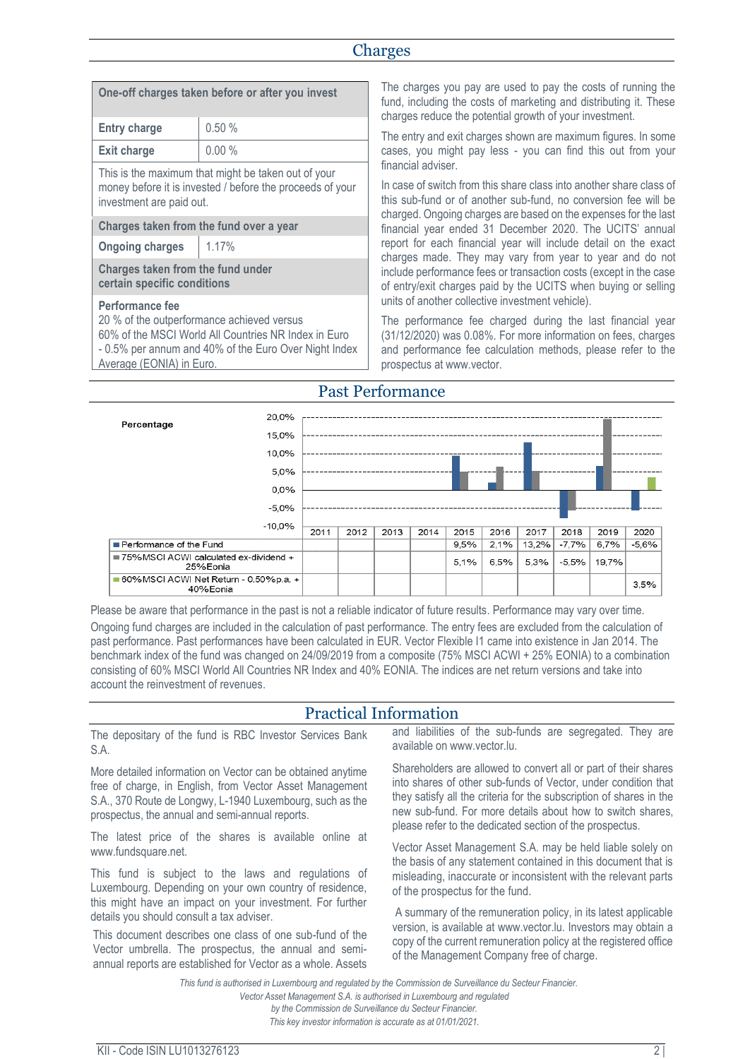## Charges

| One-off charges taken before or after you invest | |
|---|---|
| **Entry charge** | 0.50 % |
| **Exit charge** | 0.00 % |
| This is the maximum that might be taken out of your money before it is invested / before the proceeds of your investment are paid out. | |
| **Charges taken from the fund over a year** | |
| **Ongoing charges** | 1.17% |
| **Charges taken from the fund under certain specific conditions** | |
| **Performance fee** 20 % of the outperformance achieved versus 60% of the MSCI World All Countries NR Index in Euro - 0.5% per annum and 40% of the Euro Over Night Index Average (EONIA) in Euro. | |

The charges you pay are used to pay the costs of running the fund, including the costs of marketing and distributing it. These charges reduce the potential growth of your investment.

The entry and exit charges shown are maximum figures. In some cases, you might pay less - you can find this out from your financial adviser.

In case of switch from this share class into another share class of this sub-fund or of another sub-fund, no conversion fee will be charged. Ongoing charges are based on the expenses for the last financial year ended 31 December 2020. The UCITS' annual report for each financial year will include detail on the exact charges made. They may vary from year to year and do not include performance fees or transaction costs (except in the case of entry/exit charges paid by the UCITS when buying or selling units of another collective investment vehicle).

The performance fee charged during the last financial year (31/12/2020) was 0.08%. For more information on fees, charges and performance fee calculation methods, please refer to the prospectus at www.vector.

## Past Performance

Percentage

20,0%
15,0%
10,0%
5,0%
0,0%
-5,0%
-10,0%

| | 2011 | 2012 | 2013 | 2014 | 2015 | 2016 | 2017 | 2018 | 2019 | 2020 |
|---|---|---|---|---|---|---|---|---|---|---|
| Performance of the Fund | | | | | 9,5% | 2,1% | 13,2% | -7,7% | 6,7% | -5,6% |
| 75%MSCI ACWI calculated ex-dividend + 25%Eonia | | | | | 5,1% | 6,5% | 5,3% | -5,5% | 19,7% | |
| 60%MSCI ACWI Net Return - 0.50%p.a. + 40%Eonia | | | | | | | | | | 3,5% |

Please be aware that performance in the past is not a reliable indicator of future results. Performance may vary over time.

Ongoing fund charges are included in the calculation of past performance. The entry fees are excluded from the calculation of past performance. Past performances have been calculated in EUR. Vector Flexible I1 came into existence in Jan 2014. The benchmark index of the fund was changed on 24/09/2019 from a composite (75% MSCI ACWI + 25% EONIA) to a combination consisting of 60% MSCI World All Countries NR Index and 40% EONIA. The indices are net return versions and take into account the reinvestment of revenues.

## Practical Information

The depositary of the fund is RBC Investor Services Bank S.A.

More detailed information on Vector can be obtained anytime free of charge, in English, from Vector Asset Management S.A., 370 Route de Longwy, L-1940 Luxembourg, such as the prospectus, the annual and semi-annual reports.

The latest price of the shares is available online at www.fundsquare.net.

This fund is subject to the laws and regulations of Luxembourg. Depending on your own country of residence, this might have an impact on your investment. For further details you should consult a tax adviser.

This document describes one class of one sub-fund of the Vector umbrella. The prospectus, the annual and semi-annual reports are established for Vector as a whole. Assets and liabilities of the sub-funds are segregated. They are available on www.vector.lu.

Shareholders are allowed to convert all or part of their shares into shares of other sub-funds of Vector, under condition that they satisfy all the criteria for the subscription of shares in the new sub-fund. For more details about how to switch shares, please refer to the dedicated section of the prospectus.

Vector Asset Management S.A. may be held liable solely on the basis of any statement contained in this document that is misleading, inaccurate or inconsistent with the relevant parts of the prospectus for the fund.

A summary of the remuneration policy, in its latest applicable version, is available at www.vector.lu. Investors may obtain a copy of the current remuneration policy at the registered office of the Management Company free of charge.

*This fund is authorised in Luxembourg and regulated by the Commission de Surveillance du Secteur Financier.*
*Vector Asset Management S.A. is authorised in Luxembourg and regulated by the Commission de Surveillance du Secteur Financier.*
*This key investor information is accurate as at 01/01/2021.*